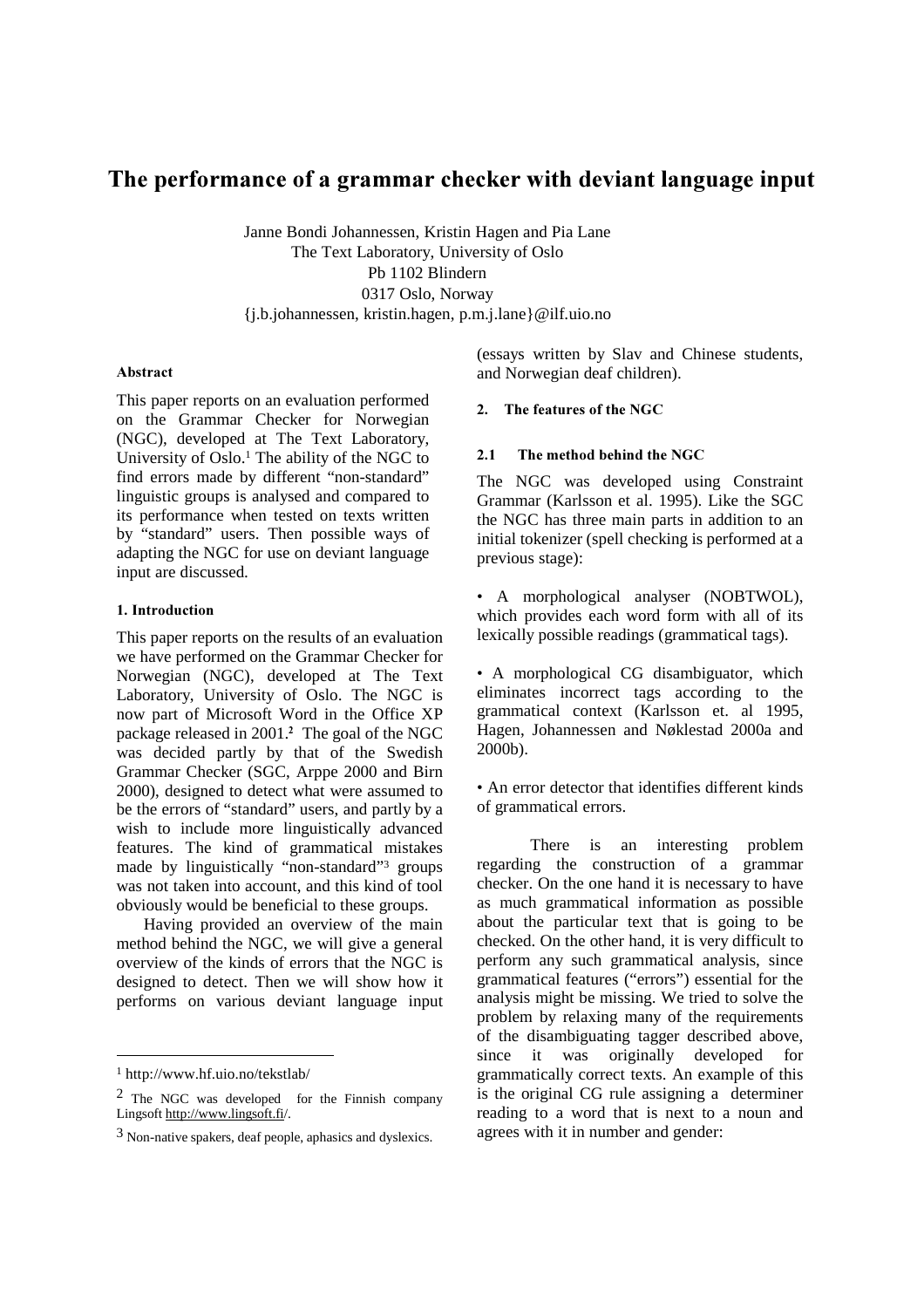# The performance of a grammar checker with deviant language input

Janne Bondi Johannessen, Kristin Hagen and Pia Lane
The Text Laboratory, University of Oslo
Pb 1102 Blindern
0317 Oslo, Norway
{j.b.johannessen, kristin.hagen, p.m.j.lane}@ilf.uio.no

### Abstract

This paper reports on an evaluation performed on the Grammar Checker for Norwegian (NGC), developed at The Text Laboratory, University of Oslo.[1] The ability of the NGC to find errors made by different "non-standard" linguistic groups is analysed and compared to its performance when tested on texts written by "standard" users. Then possible ways of adapting the NGC for use on deviant language input are discussed.

### 1. Introduction

This paper reports on the results of an evaluation we have performed on the Grammar Checker for Norwegian (NGC), developed at The Text Laboratory, University of Oslo. The NGC is now part of Microsoft Word in the Office XP package released in 2001.[2] The goal of the NGC was decided partly by that of the Swedish Grammar Checker (SGC, Arppe 2000 and Birn 2000), designed to detect what were assumed to be the errors of "standard" users, and partly by a wish to include more linguistically advanced features. The kind of grammatical mistakes made by linguistically "non-standard"[3] groups was not taken into account, and this kind of tool obviously would be beneficial to these groups.

Having provided an overview of the main method behind the NGC, we will give a general overview of the kinds of errors that the NGC is designed to detect. Then we will show how it performs on various deviant language input (essays written by Slav and Chinese students, and Norwegian deaf children).

### 2. The features of the NGC

#### 2.1 The method behind the NGC

The NGC was developed using Constraint Grammar (Karlsson et al. 1995). Like the SGC the NGC has three main parts in addition to an initial tokenizer (spell checking is performed at a previous stage):

- A morphological analyser (NOBTWOL), which provides each word form with all of its lexically possible readings (grammatical tags).

- A morphological CG disambiguator, which eliminates incorrect tags according to the grammatical context (Karlsson et. al 1995, Hagen, Johannessen and Nøklestad 2000a and 2000b).

- An error detector that identifies different kinds of grammatical errors.

There is an interesting problem regarding the construction of a grammar checker. On the one hand it is necessary to have as much grammatical information as possible about the particular text that is going to be checked. On the other hand, it is very difficult to perform any such grammatical analysis, since grammatical features ("errors") essential for the analysis might be missing. We tried to solve the problem by relaxing many of the requirements of the disambiguating tagger described above, since it was originally developed for grammatically correct texts. An example of this is the original CG rule assigning a determiner reading to a word that is next to a noun and agrees with it in number and gender:

---

[1] http://www.hf.uio.no/tekstlab/

[2] The NGC was developed for the Finnish company Lingsoft http://www.lingsoft.fi/.

[3] Non-native spakers, deaf people, aphasics and dyslexics.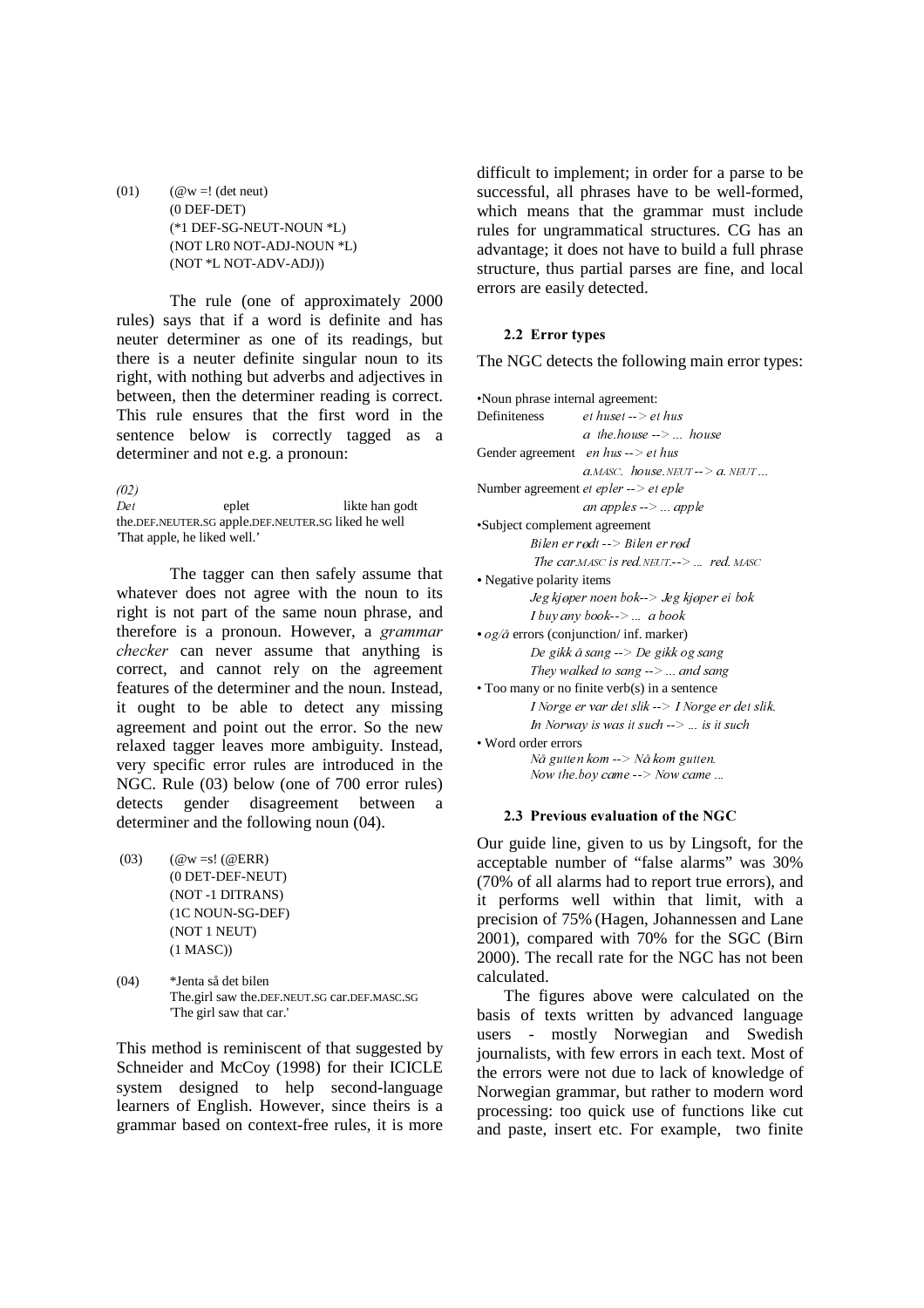(01) (@w =! (det neut)
(0 DEF-DET)
(*1 DEF-SG-NEUT-NOUN *L)
(NOT LR0 NOT-ADJ-NOUN *L)
(NOT *L NOT-ADV-ADJ))

The rule (one of approximately 2000 rules) says that if a word is definite and has neuter determiner as one of its readings, but there is a neuter definite singular noun to its right, with nothing but adverbs and adjectives in between, then the determiner reading is correct. This rule ensures that the first word in the sentence below is correctly tagged as a determiner and not e.g. a pronoun:

*(02)*
*Det* eplet likte han godt
the.DEF.NEUTER.SG apple.DEF.NEUTER.SG liked he well
'That apple, he liked well.'

The tagger can then safely assume that whatever does not agree with the noun to its right is not part of the same noun phrase, and therefore is a pronoun. However, a *grammar checker* can never assume that anything is correct, and cannot rely on the agreement features of the determiner and the noun. Instead, it ought to be able to detect any missing agreement and point out the error. So the new relaxed tagger leaves more ambiguity. Instead, very specific error rules are introduced in the NGC. Rule (03) below (one of 700 error rules) detects gender disagreement between a determiner and the following noun (04).

(03) (@w =s! (@ERR)
(0 DET-DEF-NEUT)
(NOT -1 DITRANS)
(1C NOUN-SG-DEF)
(NOT 1 NEUT)
(1 MASC))

(04) *Jenta så det bilen
The.girl saw the.DEF.NEUT.SG car.DEF.MASC.SG
'The girl saw that car.'

This method is reminiscent of that suggested by Schneider and McCoy (1998) for their ICICLE system designed to help second-language learners of English. However, since theirs is a grammar based on context-free rules, it is more difficult to implement; in order for a parse to be successful, all phrases have to be well-formed, which means that the grammar must include rules for ungrammatical structures. CG has an advantage; it does not have to build a full phrase structure, thus partial parses are fine, and local errors are easily detected.

### 2.2 Error types

The NGC detects the following main error types:

•Noun phrase internal agreement:
Definiteness *et huset --> et hus*
*a the.house --> ... house*
Gender agreement *en hus --> et hus*
*a.MASC. house.NEUT --> a. NEUT ...*
Number agreement *et epler --> et eple*
*an apples --> ... apple*
•Subject complement agreement
*Bilen er rødt --> Bilen er rød*
*The car.MASC is red.NEUT.--> ... red. MASC*
• Negative polarity items
*Jeg kjøper noen bok--> Jeg kjøper ei bok*
*I buy any book--> ... a book*
• *og/å* errors (conjunction/ inf. marker)
*De gikk å sang --> De gikk og sang*
*They walked to sang --> ... and sang*
• Too many or no finite verb(s) in a sentence
*I Norge er var det slik --> I Norge er det slik.*
*In Norway is was it such --> ... is it such*
• Word order errors
*Nå gutten kom --> Nå kom gutten.*
*Now the.boy came --> Now came ...*

### 2.3 Previous evaluation of the NGC

Our guide line, given to us by Lingsoft, for the acceptable number of "false alarms" was 30% (70% of all alarms had to report true errors), and it performs well within that limit, with a precision of 75% (Hagen, Johannessen and Lane 2001), compared with 70% for the SGC (Birn 2000). The recall rate for the NGC has not been calculated.

The figures above were calculated on the basis of texts written by advanced language users - mostly Norwegian and Swedish journalists, with few errors in each text. Most of the errors were not due to lack of knowledge of Norwegian grammar, but rather to modern word processing: too quick use of functions like cut and paste, insert etc. For example, two finite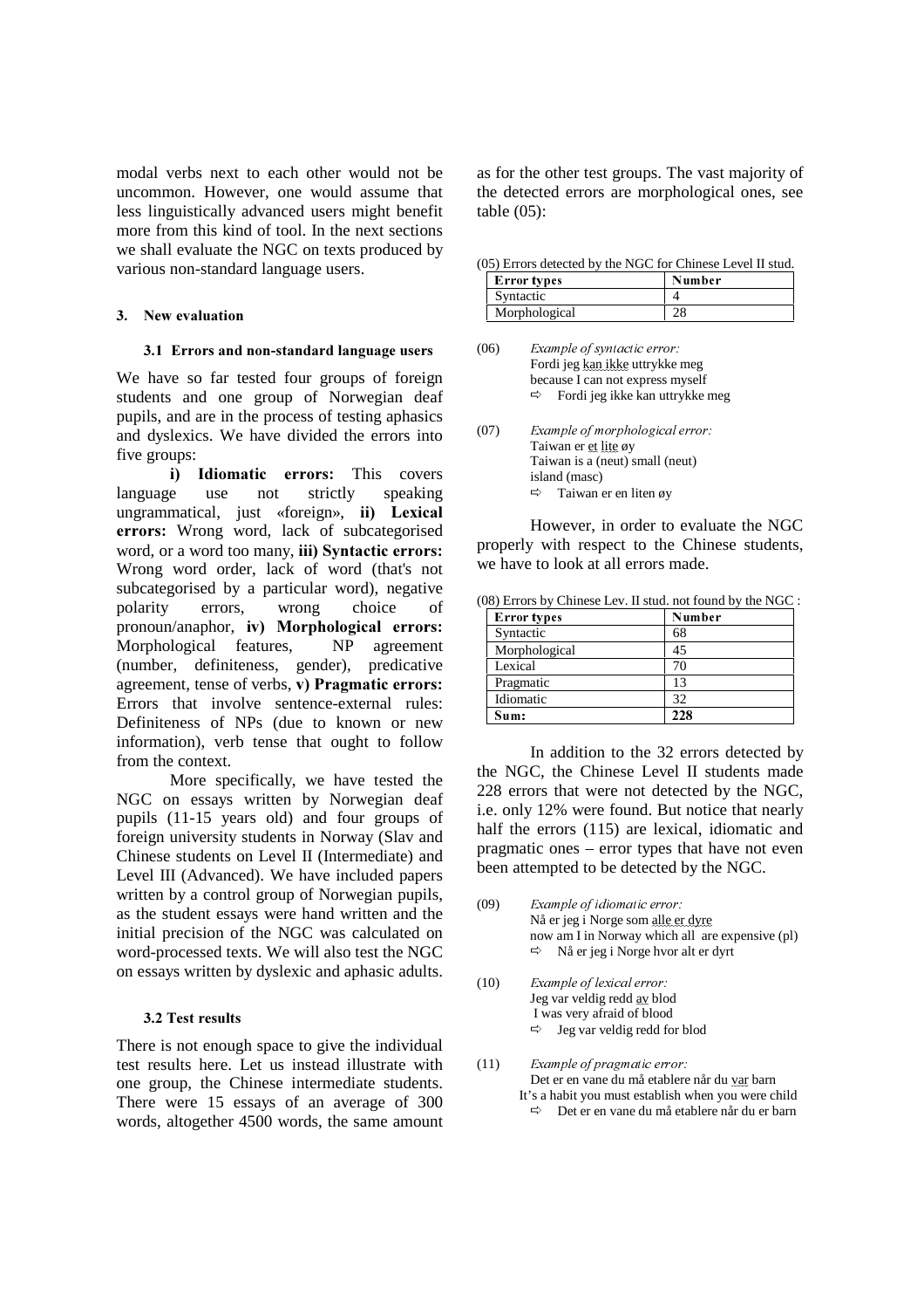modal verbs next to each other would not be uncommon. However, one would assume that less linguistically advanced users might benefit more from this kind of tool. In the next sections we shall evaluate the NGC on texts produced by various non-standard language users.

## 3. New evaluation

### 3.1 Errors and non-standard language users

We have so far tested four groups of foreign students and one group of Norwegian deaf pupils, and are in the process of testing aphasics and dyslexics. We have divided the errors into five groups:

**i) Idiomatic errors:** This covers language use not strictly speaking ungrammatical, just «foreign», **ii) Lexical errors:** Wrong word, lack of subcategorised word, or a word too many, **iii) Syntactic errors:** Wrong word order, lack of word (that's not subcategorised by a particular word), negative polarity errors, wrong choice of pronoun/anaphor, **iv) Morphological errors:** Morphological features, NP agreement (number, definiteness, gender), predicative agreement, tense of verbs, **v) Pragmatic errors:** Errors that involve sentence-external rules: Definiteness of NPs (due to known or new information), verb tense that ought to follow from the context.

More specifically, we have tested the NGC on essays written by Norwegian deaf pupils (11-15 years old) and four groups of foreign university students in Norway (Slav and Chinese students on Level II (Intermediate) and Level III (Advanced). We have included papers written by a control group of Norwegian pupils, as the student essays were hand written and the initial precision of the NGC was calculated on word-processed texts. We will also test the NGC on essays written by dyslexic and aphasic adults.

### 3.2 Test results

There is not enough space to give the individual test results here. Let us instead illustrate with one group, the Chinese intermediate students. There were 15 essays of an average of 300 words, altogether 4500 words, the same amount as for the other test groups. The vast majority of the detected errors are morphological ones, see table (05):

(05) Errors detected by the NGC for Chinese Level II stud.

| Error types | Number |
|---|---|
| Syntactic | 4 |
| Morphological | 28 |

(06) *Example of syntactic error:*
Fordi jeg kan ikke uttrykke meg
because I can not express myself
⇨ Fordi jeg ikke kan uttrykke meg

(07) *Example of morphological error:*
Taiwan er et lite øy
Taiwan is a (neut) small (neut) island (masc)
⇨ Taiwan er en liten øy

However, in order to evaluate the NGC properly with respect to the Chinese students, we have to look at all errors made.

(08) Errors by Chinese Lev. II stud. not found by the NGC :

| Error types | Number |
|---|---|
| Syntactic | 68 |
| Morphological | 45 |
| Lexical | 70 |
| Pragmatic | 13 |
| Idiomatic | 32 |
| **Sum:** | **228** |

In addition to the 32 errors detected by the NGC, the Chinese Level II students made 228 errors that were not detected by the NGC, i.e. only 12% were found. But notice that nearly half the errors (115) are lexical, idiomatic and pragmatic ones – error types that have not even been attempted to be detected by the NGC.

(09) *Example of idiomatic error:*
Nå er jeg i Norge som alle er dyre
now am I in Norway which all are expensive (pl)
⇨ Nå er jeg i Norge hvor alt er dyrt

(10) *Example of lexical error:*
Jeg var veldig redd av blod
I was very afraid of blood
⇨ Jeg var veldig redd for blod

(11) *Example of pragmatic error:*
Det er en vane du må etablere når du var barn
It's a habit you must establish when you were child
⇨ Det er en vane du må etablere når du er barn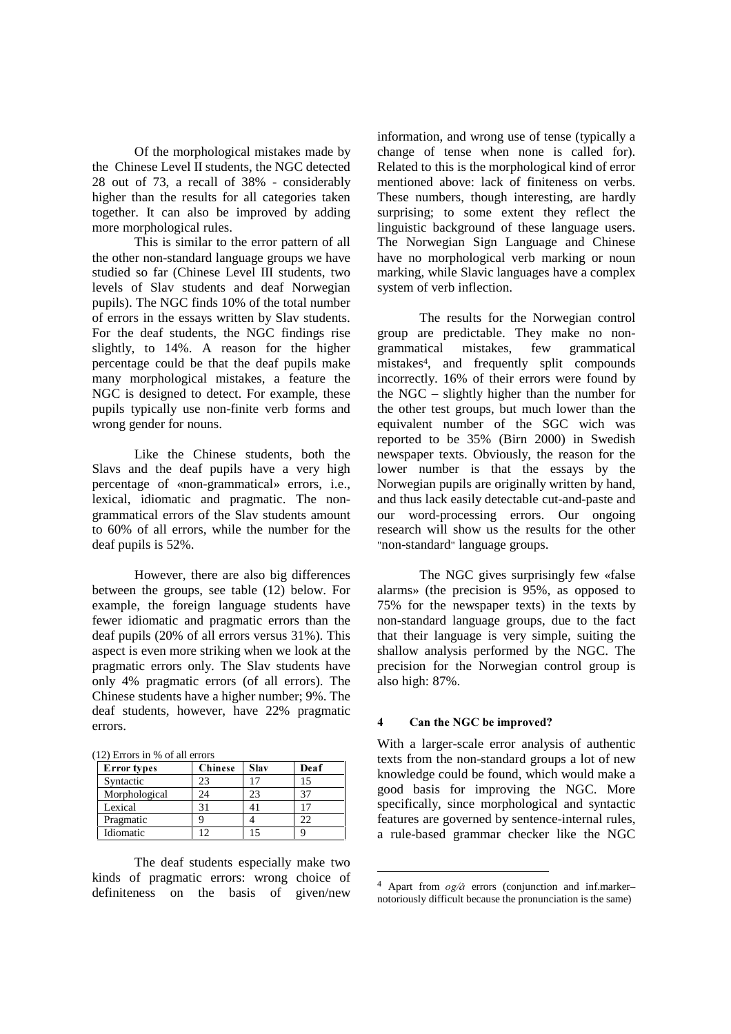Of the morphological mistakes made by the Chinese Level II students, the NGC detected 28 out of 73, a recall of 38% - considerably higher than the results for all categories taken together. It can also be improved by adding more morphological rules.

This is similar to the error pattern of all the other non-standard language groups we have studied so far (Chinese Level III students, two levels of Slav students and deaf Norwegian pupils). The NGC finds 10% of the total number of errors in the essays written by Slav students. For the deaf students, the NGC findings rise slightly, to 14%. A reason for the higher percentage could be that the deaf pupils make many morphological mistakes, a feature the NGC is designed to detect. For example, these pupils typically use non-finite verb forms and wrong gender for nouns.

Like the Chinese students, both the Slavs and the deaf pupils have a very high percentage of «non-grammatical» errors, i.e., lexical, idiomatic and pragmatic. The non-grammatical errors of the Slav students amount to 60% of all errors, while the number for the deaf pupils is 52%.

However, there are also big differences between the groups, see table (12) below. For example, the foreign language students have fewer idiomatic and pragmatic errors than the deaf pupils (20% of all errors versus 31%). This aspect is even more striking when we look at the pragmatic errors only. The Slav students have only 4% pragmatic errors (of all errors). The Chinese students have a higher number; 9%. The deaf students, however, have 22% pragmatic errors.

(12) Errors in % of all errors

| Error types | Chinese | Slav | Deaf |
|---|---|---|---|
| Syntactic | 23 | 17 | 15 |
| Morphological | 24 | 23 | 37 |
| Lexical | 31 | 41 | 17 |
| Pragmatic | 9 | 4 | 22 |
| Idiomatic | 12 | 15 | 9 |

The deaf students especially make two kinds of pragmatic errors: wrong choice of definiteness on the basis of given/new information, and wrong use of tense (typically a change of tense when none is called for). Related to this is the morphological kind of error mentioned above: lack of finiteness on verbs. These numbers, though interesting, are hardly surprising; to some extent they reflect the linguistic background of these language users. The Norwegian Sign Language and Chinese have no morphological verb marking or noun marking, while Slavic languages have a complex system of verb inflection.

The results for the Norwegian control group are predictable. They make no non-grammatical mistakes, few grammatical mistakes[4], and frequently split compounds incorrectly. 16% of their errors were found by the NGC – slightly higher than the number for the other test groups, but much lower than the equivalent number of the SGC wich was reported to be 35% (Birn 2000) in Swedish newspaper texts. Obviously, the reason for the lower number is that the essays by the Norwegian pupils are originally written by hand, and thus lack easily detectable cut-and-paste and our word-processing errors. Our ongoing research will show us the results for the other "non-standard" language groups.

The NGC gives surprisingly few «false alarms» (the precision is 95%, as opposed to 75% for the newspaper texts) in the texts by non-standard language groups, due to the fact that their language is very simple, suiting the shallow analysis performed by the NGC. The precision for the Norwegian control group is also high: 87%.

## 4 Can the NGC be improved?

With a larger-scale error analysis of authentic texts from the non-standard groups a lot of new knowledge could be found, which would make a good basis for improving the NGC. More specifically, since morphological and syntactic features are governed by sentence-internal rules, a rule-based grammar checker like the NGC

[4] Apart from *og/å* errors (conjunction and inf.marker– notoriously difficult because the pronunciation is the same)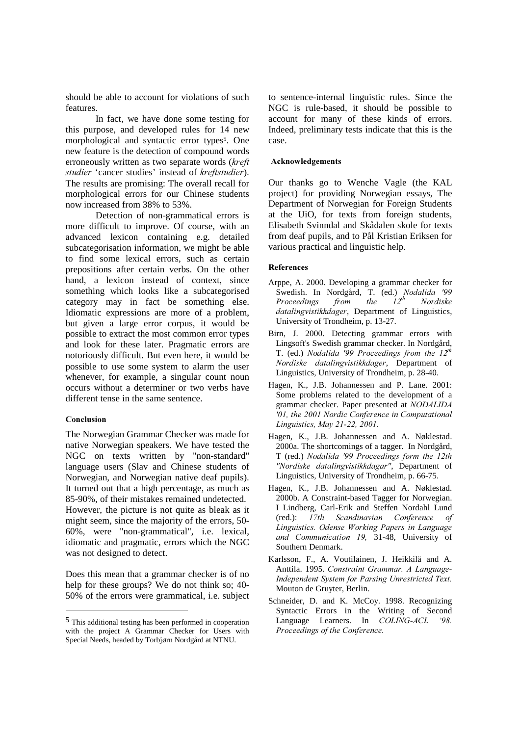should be able to account for violations of such features.

In fact, we have done some testing for this purpose, and developed rules for 14 new morphological and syntactic error types[5]. One new feature is the detection of compound words erroneously written as two separate words (*kreft studier* 'cancer studies' instead of *kreftstudier*). The results are promising: The overall recall for morphological errors for our Chinese students now increased from 38% to 53%.

Detection of non-grammatical errors is more difficult to improve. Of course, with an advanced lexicon containing e.g. detailed subcategorisation information, we might be able to find some lexical errors, such as certain prepositions after certain verbs. On the other hand, a lexicon instead of context, since something which looks like a subcategorised category may in fact be something else. Idiomatic expressions are more of a problem, but given a large error corpus, it would be possible to extract the most common error types and look for these later. Pragmatic errors are notoriously difficult. But even here, it would be possible to use some system to alarm the user whenever, for example, a singular count noun occurs without a determiner or two verbs have different tense in the same sentence.

### Conclusion

The Norwegian Grammar Checker was made for native Norwegian speakers. We have tested the NGC on texts written by "non-standard" language users (Slav and Chinese students of Norwegian, and Norwegian native deaf pupils). It turned out that a high percentage, as much as 85-90%, of their mistakes remained undetected. However, the picture is not quite as bleak as it might seem, since the majority of the errors, 50-60%, were "non-grammatical", i.e. lexical, idiomatic and pragmatic, errors which the NGC was not designed to detect.

Does this mean that a grammar checker is of no help for these groups? We do not think so; 40-50% of the errors were grammatical, i.e. subject to sentence-internal linguistic rules. Since the NGC is rule-based, it should be possible to account for many of these kinds of errors. Indeed, preliminary tests indicate that this is the case.

[5] This additional testing has been performed in cooperation with the project A Grammar Checker for Users with Special Needs, headed by Torbjørn Nordgård at NTNU.

### Acknowledgements

Our thanks go to Wenche Vagle (the KAL project) for providing Norwegian essays, The Department of Norwegian for Foreign Students at the UiO, for texts from foreign students, Elisabeth Svinndal and Skådalen skole for texts from deaf pupils, and to Pål Kristian Eriksen for various practical and linguistic help.

### References

Arppe, A. 2000. Developing a grammar checker for Swedish. In Nordgård, T. (ed.) *Nodalida '99 Proceedings from the 12th Nordiske datalingvistikkdager*, Department of Linguistics, University of Trondheim, p. 13-27.

Birn, J. 2000. Detecting grammar errors with Lingsoft's Swedish grammar checker. In Nordgård, T. (ed.) *Nodalida '99 Proceedings from the 12th Nordiske datalingvistikkdager*, Department of Linguistics, University of Trondheim, p. 28-40.

Hagen, K., J.B. Johannessen and P. Lane. 2001: Some problems related to the development of a grammar checker. Paper presented at *NODALIDA '01, the 2001 Nordic Conference in Computational Linguistics, May 21-22, 2001.*

Hagen, K., J.B. Johannessen and A. Nøklestad. 2000a. The shortcomings of a tagger. In Nordgård, T (red.) *Nodalida '99 Proceedings form the 12th "Nordiske datalingvistikkdagar"*, Department of Linguistics, University of Trondheim, p. 66-75.

Hagen, K., J.B. Johannessen and A. Nøklestad. 2000b. A Constraint-based Tagger for Norwegian. I Lindberg, Carl-Erik and Steffen Nordahl Lund (red.): *17th Scandinavian Conference of Linguistics. Odense Working Papers in Language and Communication 19,* 31-48, University of Southern Denmark.

Karlsson, F., A. Voutilainen, J. Heikkilä and A. Anttila. 1995. *Constraint Grammar. A Language-Independent System for Parsing Unrestricted Text.* Mouton de Gruyter, Berlin.

Schneider, D. and K. McCoy. 1998. Recognizing Syntactic Errors in the Writing of Second Language Learners. In *COLING-ACL '98. Proceedings of the Conference.*